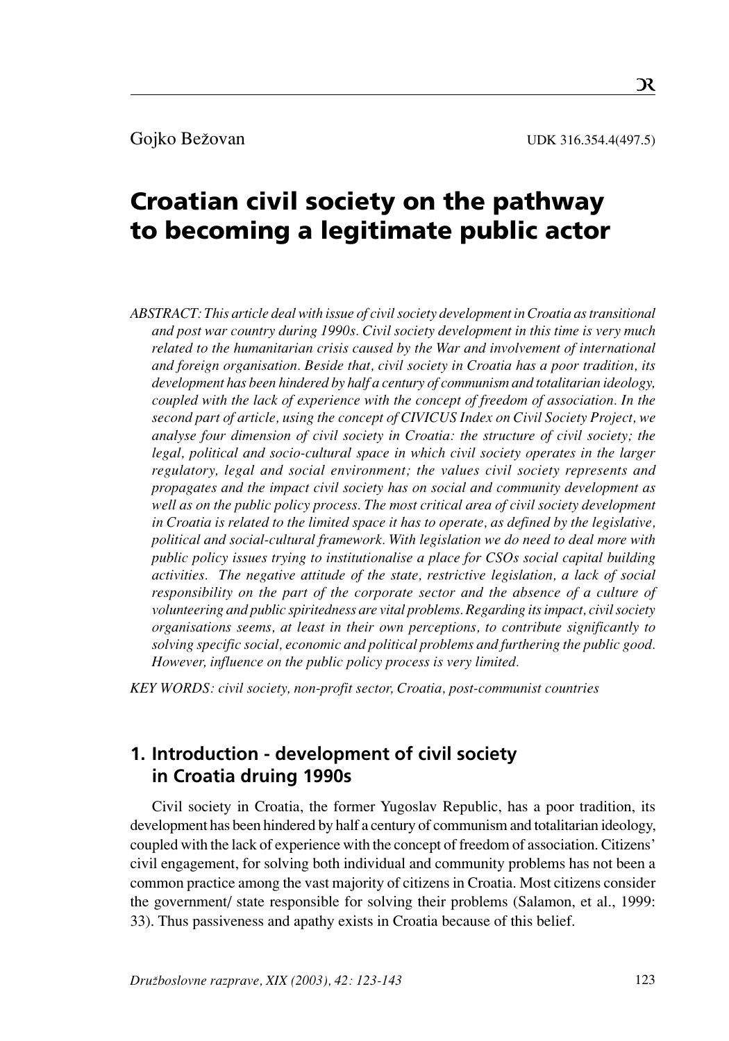Gojko Bežovan

UDK 316.354.4(497.5)

# Croatian civil society on the pathway to becoming a legitimate public actor

*ABSTRACT: This article deal with issue of civil society development in Croatia as transitional and post war country during 1990s. Civil society development in this time is very much related to the humanitarian crisis caused by the War and involvement of international and foreign organisation. Beside that, civil society in Croatia has a poor tradition, its development has been hindered by half a century of communism and totalitarian ideology, coupled with the lack of experience with the concept of freedom of association. In the second part of article, using the concept of CIVICUS Index on Civil Society Project, we analyse four dimension of civil society in Croatia: the structure of civil society; the legal, political and socio-cultural space in which civil society operates in the larger regulatory, legal and social environment; the values civil society represents and propagates and the impact civil society has on social and community development as well as on the public policy process. The most critical area of civil society development in Croatia is related to the limited space it has to operate, as defined by the legislative, political and social-cultural framework. With legislation we do need to deal more with public policy issues trying to institutionalise a place for CSOs social capital building activities. The negative attitude of the state, restrictive legislation, a lack of social responsibility on the part of the corporate sector and the absence of a culture of volunteering and public spiritedness are vital problems. Regarding its impact, civil society organisations seems, at least in their own perceptions, to contribute significantly to solving specific social, economic and political problems and furthering the public good. However, influence on the public policy process is very limited.*

*KEY WORDS: civil society, non-profit sector, Croatia, post-communist countries*

## 1. Introduction - development of civil society in Croatia druing 1990s

Civil society in Croatia, the former Yugoslav Republic, has a poor tradition, its development has been hindered by half a century of communism and totalitarian ideology, coupled with the lack of experience with the concept of freedom of association. Citizens' civil engagement, for solving both individual and community problems has not been a common practice among the vast majority of citizens in Croatia. Most citizens consider the government/ state responsible for solving their problems (Salamon, et al., 1999: 33). Thus passiveness and apathy exists in Croatia because of this belief.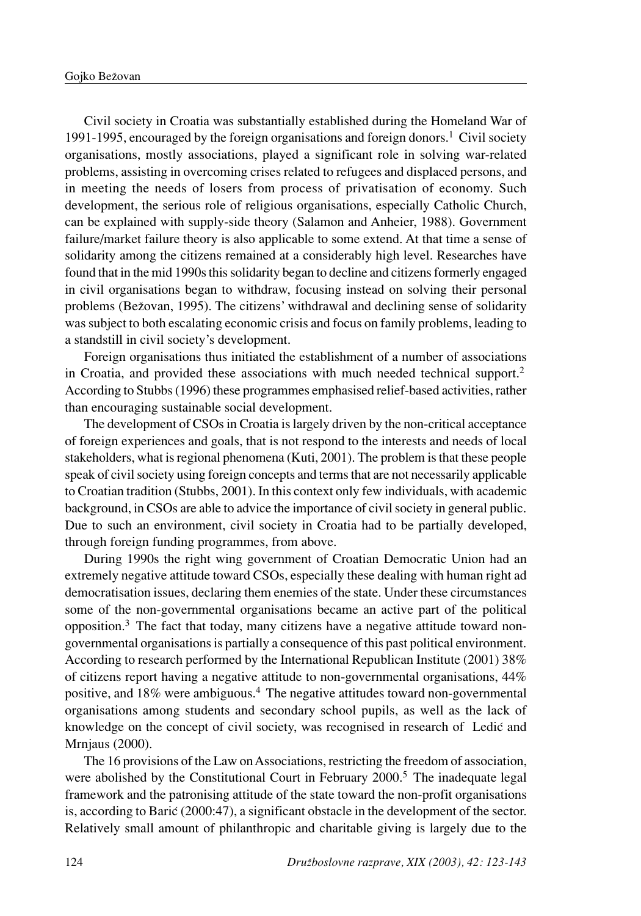Civil society in Croatia was substantially established during the Homeland War of 1991-1995, encouraged by the foreign organisations and foreign donors.[1] Civil society organisations, mostly associations, played a significant role in solving war-related problems, assisting in overcoming crises related to refugees and displaced persons, and in meeting the needs of losers from process of privatisation of economy. Such development, the serious role of religious organisations, especially Catholic Church, can be explained with supply-side theory (Salamon and Anheier, 1988). Government failure/market failure theory is also applicable to some extend. At that time a sense of solidarity among the citizens remained at a considerably high level. Researches have found that in the mid 1990s this solidarity began to decline and citizens formerly engaged in civil organisations began to withdraw, focusing instead on solving their personal problems (Bežovan, 1995). The citizens' withdrawal and declining sense of solidarity was subject to both escalating economic crisis and focus on family problems, leading to a standstill in civil society's development.

Foreign organisations thus initiated the establishment of a number of associations in Croatia, and provided these associations with much needed technical support.[2] According to Stubbs (1996) these programmes emphasised relief-based activities, rather than encouraging sustainable social development.

The development of CSOs in Croatia is largely driven by the non-critical acceptance of foreign experiences and goals, that is not respond to the interests and needs of local stakeholders, what is regional phenomena (Kuti, 2001). The problem is that these people speak of civil society using foreign concepts and terms that are not necessarily applicable to Croatian tradition (Stubbs, 2001). In this context only few individuals, with academic background, in CSOs are able to advice the importance of civil society in general public. Due to such an environment, civil society in Croatia had to be partially developed, through foreign funding programmes, from above.

During 1990s the right wing government of Croatian Democratic Union had an extremely negative attitude toward CSOs, especially these dealing with human right ad democratisation issues, declaring them enemies of the state. Under these circumstances some of the non-governmental organisations became an active part of the political opposition.[3] The fact that today, many citizens have a negative attitude toward non-governmental organisations is partially a consequence of this past political environment. According to research performed by the International Republican Institute (2001) 38% of citizens report having a negative attitude to non-governmental organisations, 44% positive, and 18% were ambiguous.[4] The negative attitudes toward non-governmental organisations among students and secondary school pupils, as well as the lack of knowledge on the concept of civil society, was recognised in research of Ledić and Mrnjaus (2000).

The 16 provisions of the Law on Associations, restricting the freedom of association, were abolished by the Constitutional Court in February 2000.[5] The inadequate legal framework and the patronising attitude of the state toward the non-profit organisations is, according to Barić (2000:47), a significant obstacle in the development of the sector. Relatively small amount of philanthropic and charitable giving is largely due to the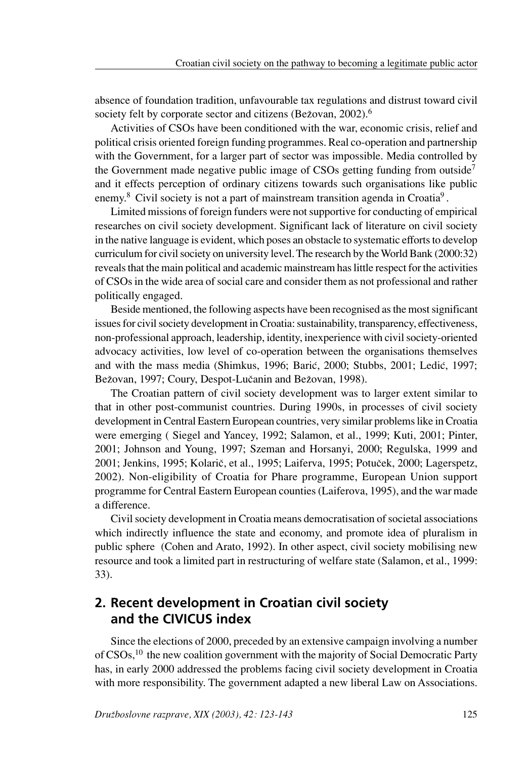absence of foundation tradition, unfavourable tax regulations and distrust toward civil society felt by corporate sector and citizens (Bežovan, 2002).[6]

Activities of CSOs have been conditioned with the war, economic crisis, relief and political crisis oriented foreign funding programmes. Real co-operation and partnership with the Government, for a larger part of sector was impossible. Media controlled by the Government made negative public image of CSOs getting funding from outside[7] and it effects perception of ordinary citizens towards such organisations like public enemy.[8] Civil society is not a part of mainstream transition agenda in Croatia[9].

Limited missions of foreign funders were not supportive for conducting of empirical researches on civil society development. Significant lack of literature on civil society in the native language is evident, which poses an obstacle to systematic efforts to develop curriculum for civil society on university level. The research by the World Bank (2000:32) reveals that the main political and academic mainstream has little respect for the activities of CSOs in the wide area of social care and consider them as not professional and rather politically engaged.

Beside mentioned, the following aspects have been recognised as the most significant issues for civil society development in Croatia: sustainability, transparency, effectiveness, non-professional approach, leadership, identity, inexperience with civil society-oriented advocacy activities, low level of co-operation between the organisations themselves and with the mass media (Shimkus, 1996; Barić, 2000; Stubbs, 2001; Ledić, 1997; Bežovan, 1997; Coury, Despot-Lučanin and Bežovan, 1998).

The Croatian pattern of civil society development was to larger extent similar to that in other post-communist countries. During 1990s, in processes of civil society development in Central Eastern European countries, very similar problems like in Croatia were emerging ( Siegel and Yancey, 1992; Salamon, et al., 1999; Kuti, 2001; Pinter, 2001; Johnson and Young, 1997; Szeman and Horsanyi, 2000; Regulska, 1999 and 2001; Jenkins, 1995; Kolarič, et al., 1995; Laiferva, 1995; Potuček, 2000; Lagerspetz, 2002). Non-eligibility of Croatia for Phare programme, European Union support programme for Central Eastern European counties (Laiferova, 1995), and the war made a difference.

Civil society development in Croatia means democratisation of societal associations which indirectly influence the state and economy, and promote idea of pluralism in public sphere (Cohen and Arato, 1992). In other aspect, civil society mobilising new resource and took a limited part in restructuring of welfare state (Salamon, et al., 1999: 33).

## 2. Recent development in Croatian civil society and the CIVICUS index

Since the elections of 2000, preceded by an extensive campaign involving a number of CSOs,[10] the new coalition government with the majority of Social Democratic Party has, in early 2000 addressed the problems facing civil society development in Croatia with more responsibility. The government adapted a new liberal Law on Associations.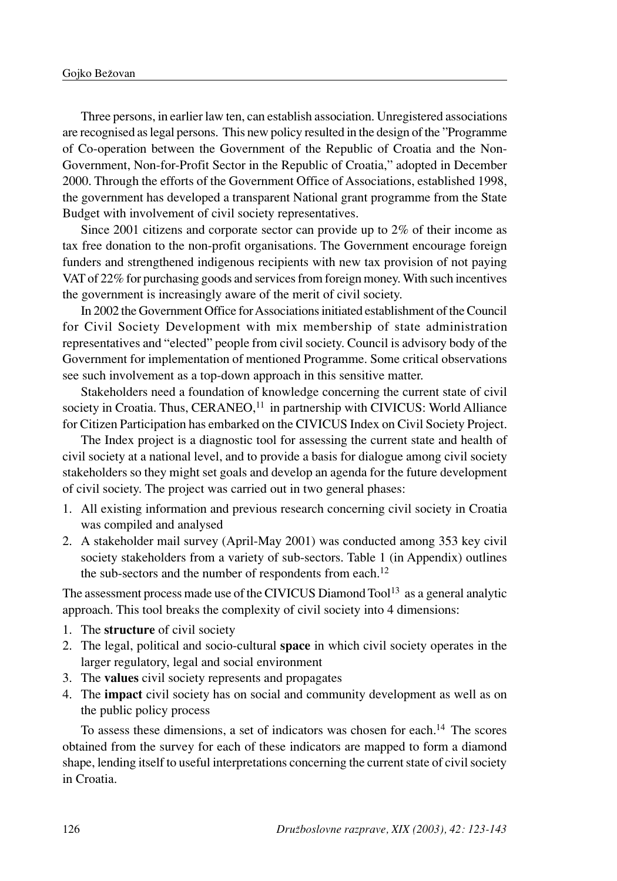Three persons, in earlier law ten, can establish association. Unregistered associations are recognised as legal persons. This new policy resulted in the design of the "Programme of Co-operation between the Government of the Republic of Croatia and the Non-Government, Non-for-Profit Sector in the Republic of Croatia," adopted in December 2000. Through the efforts of the Government Office of Associations, established 1998, the government has developed a transparent National grant programme from the State Budget with involvement of civil society representatives.

Since 2001 citizens and corporate sector can provide up to 2% of their income as tax free donation to the non-profit organisations. The Government encourage foreign funders and strengthened indigenous recipients with new tax provision of not paying VAT of 22% for purchasing goods and services from foreign money. With such incentives the government is increasingly aware of the merit of civil society.

In 2002 the Government Office for Associations initiated establishment of the Council for Civil Society Development with mix membership of state administration representatives and "elected" people from civil society. Council is advisory body of the Government for implementation of mentioned Programme. Some critical observations see such involvement as a top-down approach in this sensitive matter.

Stakeholders need a foundation of knowledge concerning the current state of civil society in Croatia. Thus, CERANEO,[11] in partnership with CIVICUS: World Alliance for Citizen Participation has embarked on the CIVICUS Index on Civil Society Project.

The Index project is a diagnostic tool for assessing the current state and health of civil society at a national level, and to provide a basis for dialogue among civil society stakeholders so they might set goals and develop an agenda for the future development of civil society. The project was carried out in two general phases:

1. All existing information and previous research concerning civil society in Croatia was compiled and analysed
2. A stakeholder mail survey (April-May 2001) was conducted among 353 key civil society stakeholders from a variety of sub-sectors. Table 1 (in Appendix) outlines the sub-sectors and the number of respondents from each.[12]

The assessment process made use of the CIVICUS Diamond Tool[13] as a general analytic approach. This tool breaks the complexity of civil society into 4 dimensions:

1. The **structure** of civil society
2. The legal, political and socio-cultural **space** in which civil society operates in the larger regulatory, legal and social environment
3. The **values** civil society represents and propagates
4. The **impact** civil society has on social and community development as well as on the public policy process

To assess these dimensions, a set of indicators was chosen for each.[14] The scores obtained from the survey for each of these indicators are mapped to form a diamond shape, lending itself to useful interpretations concerning the current state of civil society in Croatia.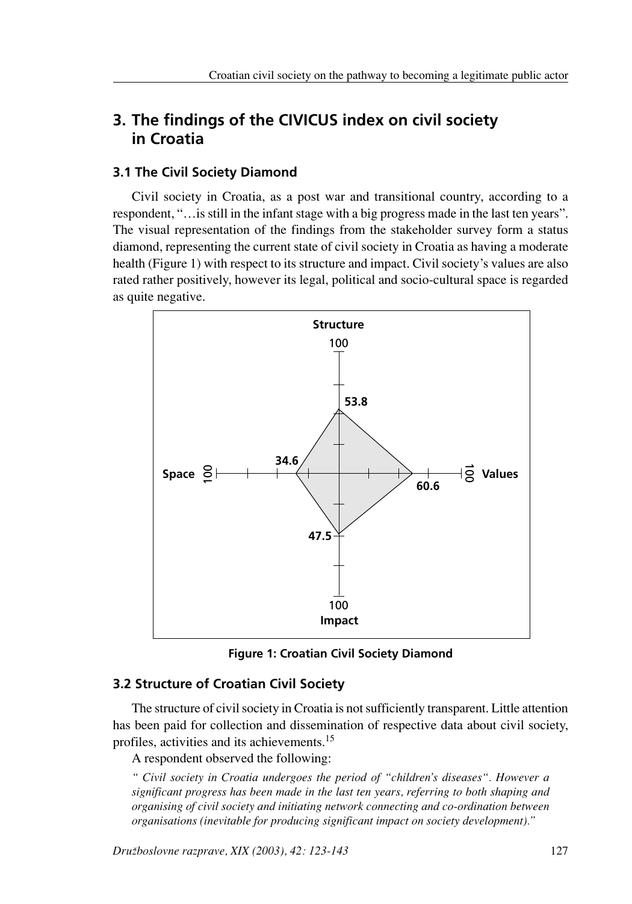## 3. The findings of the CIVICUS index on civil society in Croatia

### 3.1 The Civil Society Diamond

Civil society in Croatia, as a post war and transitional country, according to a respondent, "…is still in the infant stage with a big progress made in the last ten years". The visual representation of the findings from the stakeholder survey form a status diamond, representing the current state of civil society in Croatia as having a moderate health (Figure 1) with respect to its structure and impact. Civil society's values are also rated rather positively, however its legal, political and socio-cultural space is regarded as quite negative.

**Figure 1: Croatian Civil Society Diamond**

### 3.2 Structure of Croatian Civil Society

The structure of civil society in Croatia is not sufficiently transparent. Little attention has been paid for collection and dissemination of respective data about civil society, profiles, activities and its achievements.[15]

A respondent observed the following:

*" Civil society in Croatia undergoes the period of "children's diseases". However a significant progress has been made in the last ten years, referring to both shaping and organising of civil society and initiating network connecting and co-ordination between organisations (inevitable for producing significant impact on society development)."*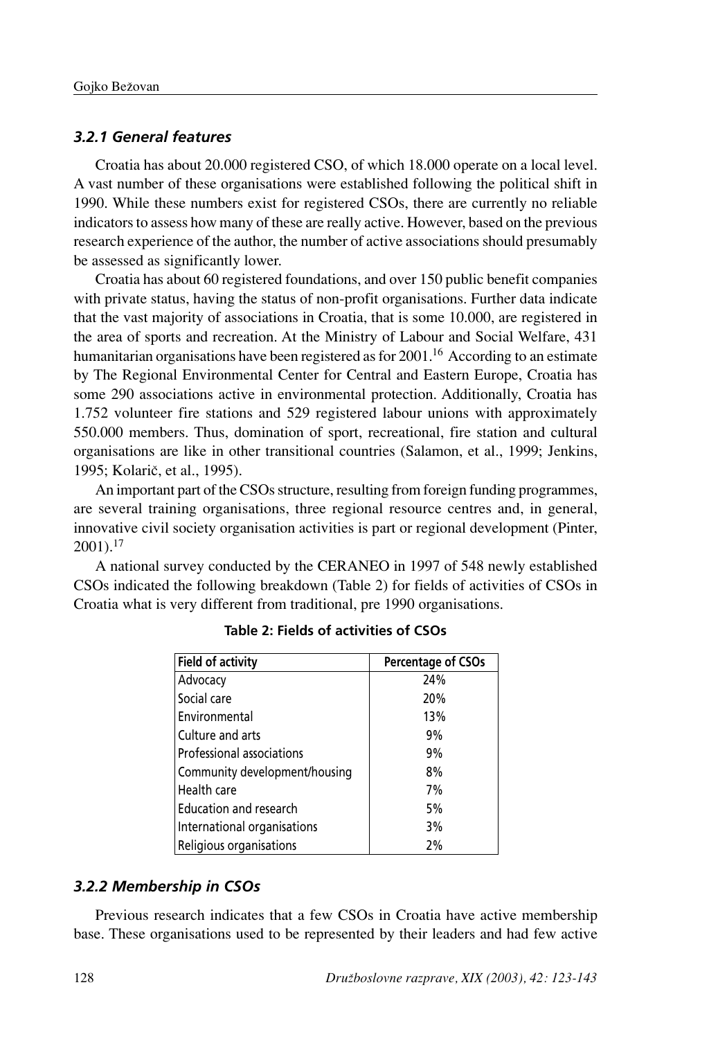### *3.2.1 General features*

Croatia has about 20.000 registered CSO, of which 18.000 operate on a local level. A vast number of these organisations were established following the political shift in 1990. While these numbers exist for registered CSOs, there are currently no reliable indicators to assess how many of these are really active. However, based on the previous research experience of the author, the number of active associations should presumably be assessed as significantly lower.

Croatia has about 60 registered foundations, and over 150 public benefit companies with private status, having the status of non-profit organisations. Further data indicate that the vast majority of associations in Croatia, that is some 10.000, are registered in the area of sports and recreation. At the Ministry of Labour and Social Welfare, 431 humanitarian organisations have been registered as for 2001.[16] According to an estimate by The Regional Environmental Center for Central and Eastern Europe, Croatia has some 290 associations active in environmental protection. Additionally, Croatia has 1.752 volunteer fire stations and 529 registered labour unions with approximately 550.000 members. Thus, domination of sport, recreational, fire station and cultural organisations are like in other transitional countries (Salamon, et al., 1999; Jenkins, 1995; Kolarič, et al., 1995).

An important part of the CSOs structure, resulting from foreign funding programmes, are several training organisations, three regional resource centres and, in general, innovative civil society organisation activities is part or regional development (Pinter, 2001).[17]

A national survey conducted by the CERANEO in 1997 of 548 newly established CSOs indicated the following breakdown (Table 2) for fields of activities of CSOs in Croatia what is very different from traditional, pre 1990 organisations.

**Table 2: Fields of activities of CSOs**

| Field of activity | Percentage of CSOs |
|---|---|
| Advocacy | 24% |
| Social care | 20% |
| Environmental | 13% |
| Culture and arts | 9% |
| Professional associations | 9% |
| Community development/housing | 8% |
| Health care | 7% |
| Education and research | 5% |
| International organisations | 3% |
| Religious organisations | 2% |

### *3.2.2 Membership in CSOs*

Previous research indicates that a few CSOs in Croatia have active membership base. These organisations used to be represented by their leaders and had few active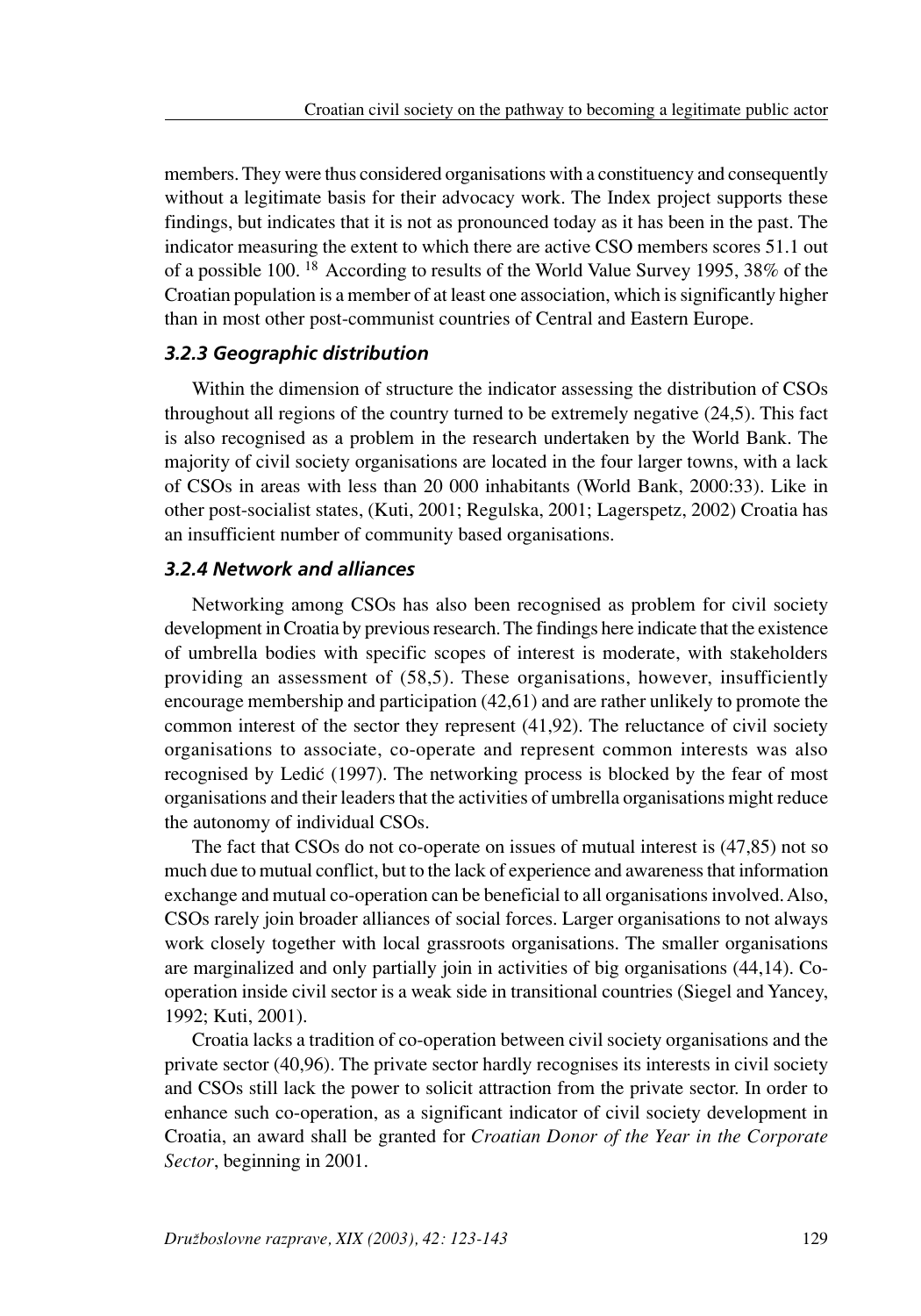members. They were thus considered organisations with a constituency and consequently without a legitimate basis for their advocacy work. The Index project supports these findings, but indicates that it is not as pronounced today as it has been in the past. The indicator measuring the extent to which there are active CSO members scores 51.1 out of a possible 100. [18] According to results of the World Value Survey 1995, 38% of the Croatian population is a member of at least one association, which is significantly higher than in most other post-communist countries of Central and Eastern Europe.

### *3.2.3 Geographic distribution*

Within the dimension of structure the indicator assessing the distribution of CSOs throughout all regions of the country turned to be extremely negative (24,5). This fact is also recognised as a problem in the research undertaken by the World Bank. The majority of civil society organisations are located in the four larger towns, with a lack of CSOs in areas with less than 20 000 inhabitants (World Bank, 2000:33). Like in other post-socialist states, (Kuti, 2001; Regulska, 2001; Lagerspetz, 2002) Croatia has an insufficient number of community based organisations.

### *3.2.4 Network and alliances*

Networking among CSOs has also been recognised as problem for civil society development in Croatia by previous research. The findings here indicate that the existence of umbrella bodies with specific scopes of interest is moderate, with stakeholders providing an assessment of (58,5). These organisations, however, insufficiently encourage membership and participation (42,61) and are rather unlikely to promote the common interest of the sector they represent (41,92). The reluctance of civil society organisations to associate, co-operate and represent common interests was also recognised by Ledić (1997). The networking process is blocked by the fear of most organisations and their leaders that the activities of umbrella organisations might reduce the autonomy of individual CSOs.

The fact that CSOs do not co-operate on issues of mutual interest is (47,85) not so much due to mutual conflict, but to the lack of experience and awareness that information exchange and mutual co-operation can be beneficial to all organisations involved. Also, CSOs rarely join broader alliances of social forces. Larger organisations to not always work closely together with local grassroots organisations. The smaller organisations are marginalized and only partially join in activities of big organisations (44,14). Co-operation inside civil sector is a weak side in transitional countries (Siegel and Yancey, 1992; Kuti, 2001).

Croatia lacks a tradition of co-operation between civil society organisations and the private sector (40,96). The private sector hardly recognises its interests in civil society and CSOs still lack the power to solicit attraction from the private sector. In order to enhance such co-operation, as a significant indicator of civil society development in Croatia, an award shall be granted for *Croatian Donor of the Year in the Corporate Sector*, beginning in 2001.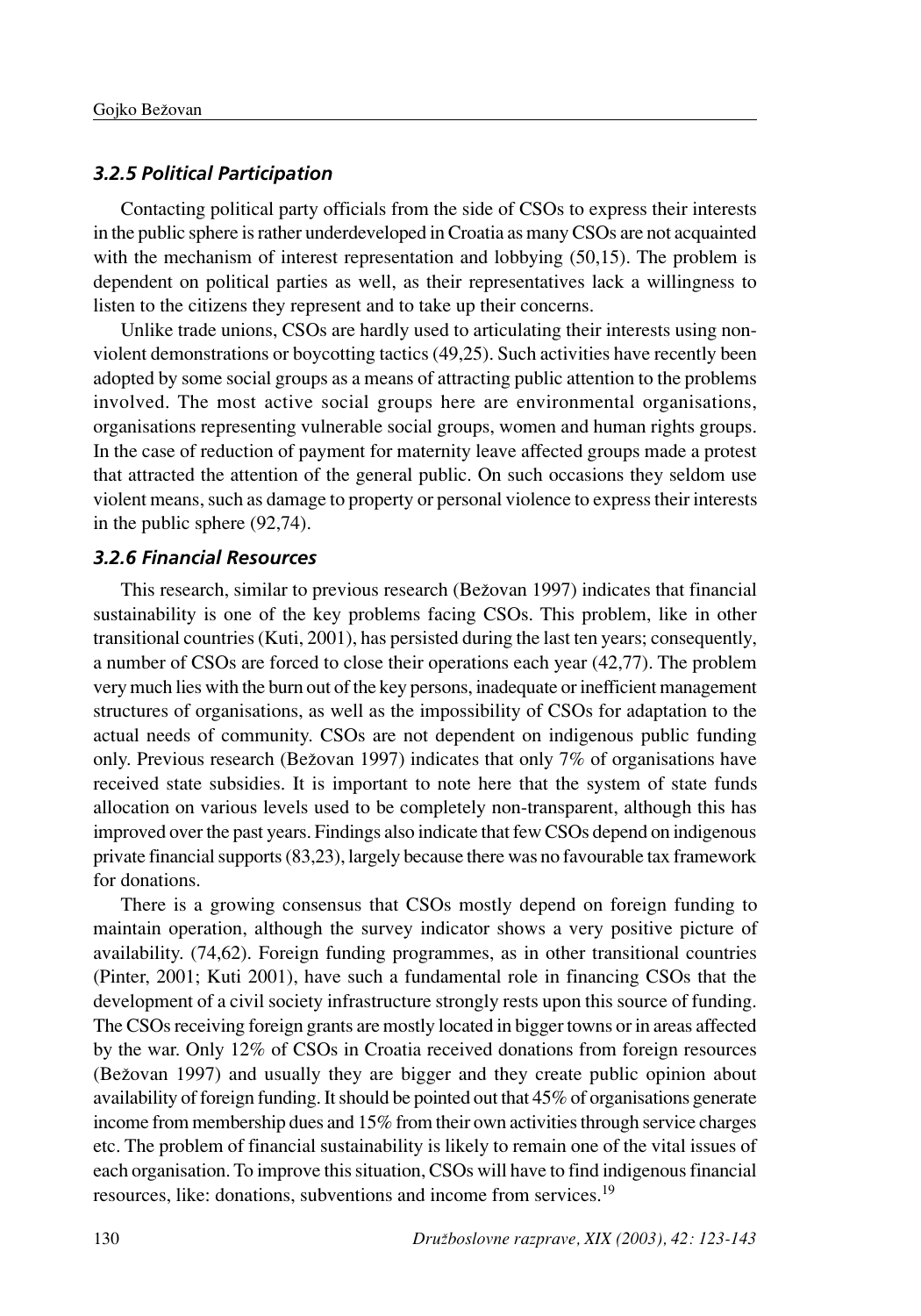### *3.2.5 Political Participation*

Contacting political party officials from the side of CSOs to express their interests in the public sphere is rather underdeveloped in Croatia as many CSOs are not acquainted with the mechanism of interest representation and lobbying (50,15). The problem is dependent on political parties as well, as their representatives lack a willingness to listen to the citizens they represent and to take up their concerns.

Unlike trade unions, CSOs are hardly used to articulating their interests using non-violent demonstrations or boycotting tactics (49,25). Such activities have recently been adopted by some social groups as a means of attracting public attention to the problems involved. The most active social groups here are environmental organisations, organisations representing vulnerable social groups, women and human rights groups. In the case of reduction of payment for maternity leave affected groups made a protest that attracted the attention of the general public. On such occasions they seldom use violent means, such as damage to property or personal violence to express their interests in the public sphere (92,74).

### *3.2.6 Financial Resources*

This research, similar to previous research (Bežovan 1997) indicates that financial sustainability is one of the key problems facing CSOs. This problem, like in other transitional countries (Kuti, 2001), has persisted during the last ten years; consequently, a number of CSOs are forced to close their operations each year (42,77). The problem very much lies with the burn out of the key persons, inadequate or inefficient management structures of organisations, as well as the impossibility of CSOs for adaptation to the actual needs of community. CSOs are not dependent on indigenous public funding only. Previous research (Bežovan 1997) indicates that only 7% of organisations have received state subsidies. It is important to note here that the system of state funds allocation on various levels used to be completely non-transparent, although this has improved over the past years. Findings also indicate that few CSOs depend on indigenous private financial supports (83,23), largely because there was no favourable tax framework for donations.

There is a growing consensus that CSOs mostly depend on foreign funding to maintain operation, although the survey indicator shows a very positive picture of availability. (74,62). Foreign funding programmes, as in other transitional countries (Pinter, 2001; Kuti 2001), have such a fundamental role in financing CSOs that the development of a civil society infrastructure strongly rests upon this source of funding. The CSOs receiving foreign grants are mostly located in bigger towns or in areas affected by the war. Only 12% of CSOs in Croatia received donations from foreign resources (Bežovan 1997) and usually they are bigger and they create public opinion about availability of foreign funding. It should be pointed out that 45% of organisations generate income from membership dues and 15% from their own activities through service charges etc. The problem of financial sustainability is likely to remain one of the vital issues of each organisation. To improve this situation, CSOs will have to find indigenous financial resources, like: donations, subventions and income from services.[19]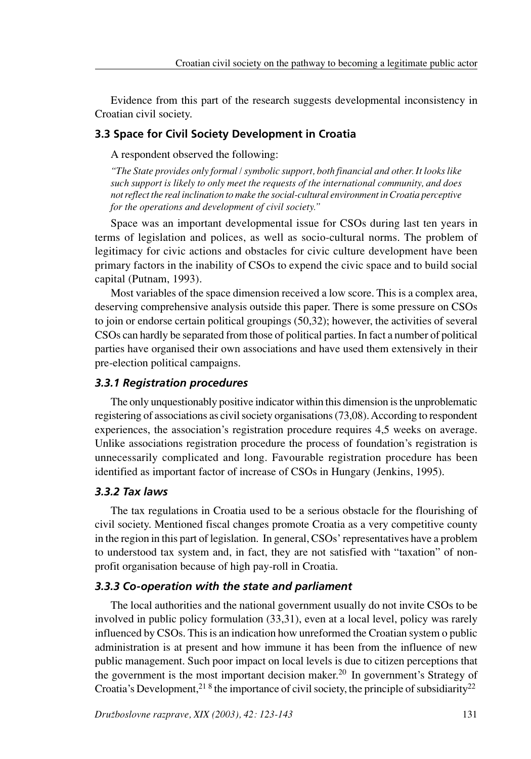Evidence from this part of the research suggests developmental inconsistency in Croatian civil society.

### 3.3 Space for Civil Society Development in Croatia

A respondent observed the following:

*"The State provides only formal / symbolic support, both financial and other. It looks like such support is likely to only meet the requests of the international community, and does not reflect the real inclination to make the social-cultural environment in Croatia perceptive for the operations and development of civil society."*

Space was an important developmental issue for CSOs during last ten years in terms of legislation and polices, as well as socio-cultural norms. The problem of legitimacy for civic actions and obstacles for civic culture development have been primary factors in the inability of CSOs to expend the civic space and to build social capital (Putnam, 1993).

Most variables of the space dimension received a low score. This is a complex area, deserving comprehensive analysis outside this paper. There is some pressure on CSOs to join or endorse certain political groupings (50,32); however, the activities of several CSOs can hardly be separated from those of political parties. In fact a number of political parties have organised their own associations and have used them extensively in their pre-election political campaigns.

#### *3.3.1 Registration procedures*

The only unquestionably positive indicator within this dimension is the unproblematic registering of associations as civil society organisations (73,08). According to respondent experiences, the association's registration procedure requires 4,5 weeks on average. Unlike associations registration procedure the process of foundation's registration is unnecessarily complicated and long. Favourable registration procedure has been identified as important factor of increase of CSOs in Hungary (Jenkins, 1995).

#### *3.3.2 Tax laws*

The tax regulations in Croatia used to be a serious obstacle for the flourishing of civil society. Mentioned fiscal changes promote Croatia as a very competitive county in the region in this part of legislation. In general, CSOs' representatives have a problem to understood tax system and, in fact, they are not satisfied with "taxation" of non-profit organisation because of high pay-roll in Croatia.

#### *3.3.3 Co-operation with the state and parliament*

The local authorities and the national government usually do not invite CSOs to be involved in public policy formulation (33,31), even at a local level, policy was rarely influenced by CSOs. This is an indication how unreformed the Croatian system o public administration is at present and how immune it has been from the influence of new public management. Such poor impact on local levels is due to citizen perceptions that the government is the most important decision maker.[20] In government's Strategy of Croatia's Development,[21] [8] the importance of civil society, the principle of subsidiarity[22]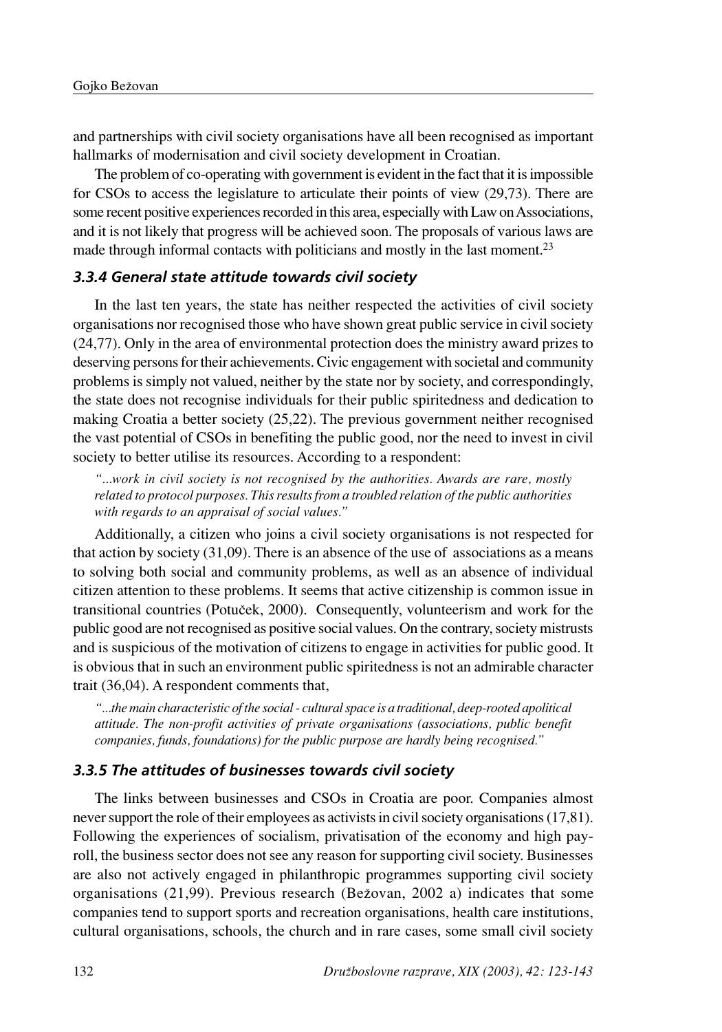and partnerships with civil society organisations have all been recognised as important hallmarks of modernisation and civil society development in Croatian.

The problem of co-operating with government is evident in the fact that it is impossible for CSOs to access the legislature to articulate their points of view (29,73). There are some recent positive experiences recorded in this area, especially with Law on Associations, and it is not likely that progress will be achieved soon. The proposals of various laws are made through informal contacts with politicians and mostly in the last moment.[23]

### *3.3.4 General state attitude towards civil society*

In the last ten years, the state has neither respected the activities of civil society organisations nor recognised those who have shown great public service in civil society (24,77). Only in the area of environmental protection does the ministry award prizes to deserving persons for their achievements. Civic engagement with societal and community problems is simply not valued, neither by the state nor by society, and correspondingly, the state does not recognise individuals for their public spiritedness and dedication to making Croatia a better society (25,22). The previous government neither recognised the vast potential of CSOs in benefiting the public good, nor the need to invest in civil society to better utilise its resources. According to a respondent:

> *"...work in civil society is not recognised by the authorities. Awards are rare, mostly related to protocol purposes. This results from a troubled relation of the public authorities with regards to an appraisal of social values."*

Additionally, a citizen who joins a civil society organisations is not respected for that action by society (31,09). There is an absence of the use of associations as a means to solving both social and community problems, as well as an absence of individual citizen attention to these problems. It seems that active citizenship is common issue in transitional countries (Potuček, 2000). Consequently, volunteerism and work for the public good are not recognised as positive social values. On the contrary, society mistrusts and is suspicious of the motivation of citizens to engage in activities for public good. It is obvious that in such an environment public spiritedness is not an admirable character trait (36,04). A respondent comments that,

> *"...the main characteristic of the social - cultural space is a traditional, deep-rooted apolitical attitude. The non-profit activities of private organisations (associations, public benefit companies, funds, foundations) for the public purpose are hardly being recognised."*

### *3.3.5 The attitudes of businesses towards civil society*

The links between businesses and CSOs in Croatia are poor. Companies almost never support the role of their employees as activists in civil society organisations (17,81). Following the experiences of socialism, privatisation of the economy and high pay-roll, the business sector does not see any reason for supporting civil society. Businesses are also not actively engaged in philanthropic programmes supporting civil society organisations (21,99). Previous research (Bežovan, 2002 a) indicates that some companies tend to support sports and recreation organisations, health care institutions, cultural organisations, schools, the church and in rare cases, some small civil society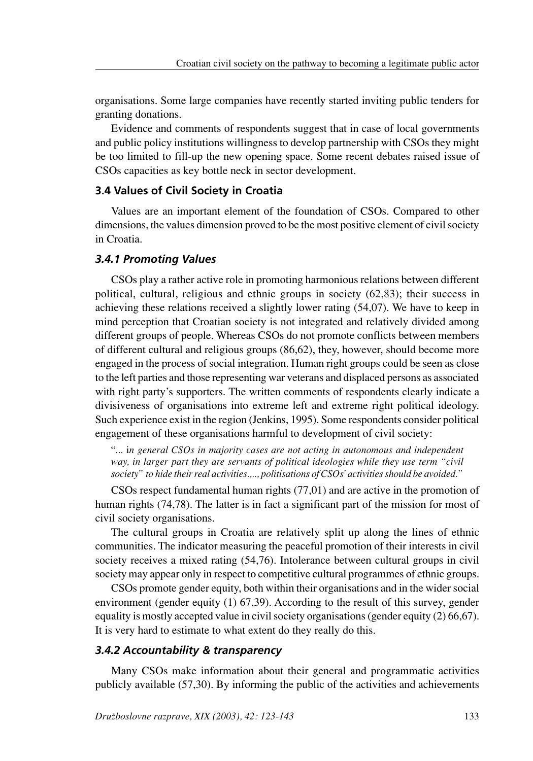organisations. Some large companies have recently started inviting public tenders for granting donations.

Evidence and comments of respondents suggest that in case of local governments and public policy institutions willingness to develop partnership with CSOs they might be too limited to fill-up the new opening space. Some recent debates raised issue of CSOs capacities as key bottle neck in sector development.

### 3.4 Values of Civil Society in Croatia

Values are an important element of the foundation of CSOs. Compared to other dimensions, the values dimension proved to be the most positive element of civil society in Croatia.

#### *3.4.1 Promoting Values*

CSOs play a rather active role in promoting harmonious relations between different political, cultural, religious and ethnic groups in society (62,83); their success in achieving these relations received a slightly lower rating (54,07). We have to keep in mind perception that Croatian society is not integrated and relatively divided among different groups of people. Whereas CSOs do not promote conflicts between members of different cultural and religious groups (86,62), they, however, should become more engaged in the process of social integration. Human right groups could be seen as close to the left parties and those representing war veterans and displaced persons as associated with right party's supporters. The written comments of respondents clearly indicate a divisiveness of organisations into extreme left and extreme right political ideology. Such experience exist in the region (Jenkins, 1995). Some respondents consider political engagement of these organisations harmful to development of civil society:

> "... i*n general CSOs in majority cases are not acting in autonomous and independent way, in larger part they are servants of political ideologies while they use term "civil society" to hide their real activities.,.., politisations of CSOs' activities should be avoided."*

CSOs respect fundamental human rights (77,01) and are active in the promotion of human rights (74,78). The latter is in fact a significant part of the mission for most of civil society organisations.

The cultural groups in Croatia are relatively split up along the lines of ethnic communities. The indicator measuring the peaceful promotion of their interests in civil society receives a mixed rating (54,76). Intolerance between cultural groups in civil society may appear only in respect to competitive cultural programmes of ethnic groups.

CSOs promote gender equity, both within their organisations and in the wider social environment (gender equity (1) 67,39). According to the result of this survey, gender equality is mostly accepted value in civil society organisations (gender equity (2) 66,67). It is very hard to estimate to what extent do they really do this.

#### *3.4.2 Accountability & transparency*

Many CSOs make information about their general and programmatic activities publicly available (57,30). By informing the public of the activities and achievements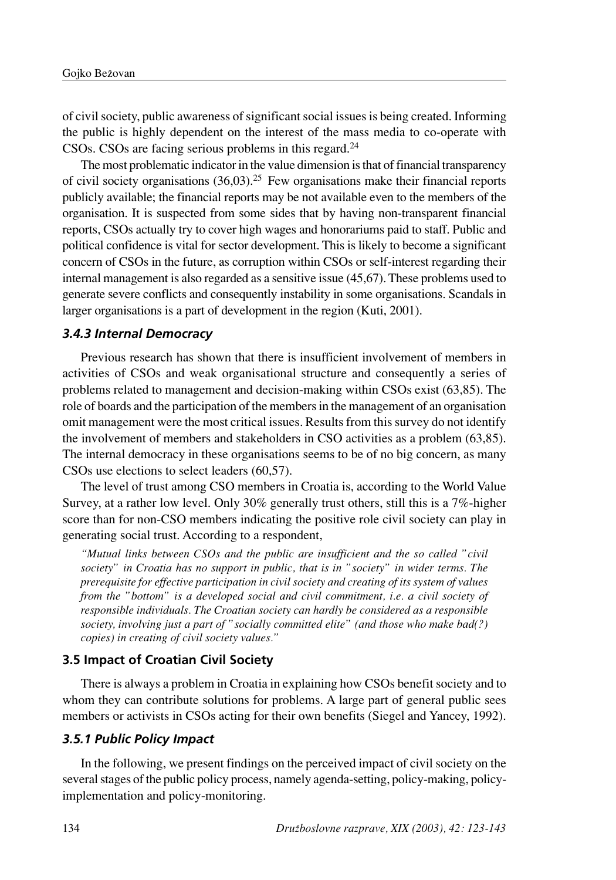of civil society, public awareness of significant social issues is being created. Informing the public is highly dependent on the interest of the mass media to co-operate with CSOs. CSOs are facing serious problems in this regard.[24]

The most problematic indicator in the value dimension is that of financial transparency of civil society organisations (36,03).[25] Few organisations make their financial reports publicly available; the financial reports may be not available even to the members of the organisation. It is suspected from some sides that by having non-transparent financial reports, CSOs actually try to cover high wages and honorariums paid to staff. Public and political confidence is vital for sector development. This is likely to become a significant concern of CSOs in the future, as corruption within CSOs or self-interest regarding their internal management is also regarded as a sensitive issue (45,67). These problems used to generate severe conflicts and consequently instability in some organisations. Scandals in larger organisations is a part of development in the region (Kuti, 2001).

### *3.4.3 Internal Democracy*

Previous research has shown that there is insufficient involvement of members in activities of CSOs and weak organisational structure and consequently a series of problems related to management and decision-making within CSOs exist (63,85). The role of boards and the participation of the members in the management of an organisation omit management were the most critical issues. Results from this survey do not identify the involvement of members and stakeholders in CSO activities as a problem (63,85). The internal democracy in these organisations seems to be of no big concern, as many CSOs use elections to select leaders (60,57).

The level of trust among CSO members in Croatia is, according to the World Value Survey, at a rather low level. Only 30% generally trust others, still this is a 7%-higher score than for non-CSO members indicating the positive role civil society can play in generating social trust. According to a respondent,

> *"Mutual links between CSOs and the public are insufficient and the so called "civil society" in Croatia has no support in public, that is in "society" in wider terms. The prerequisite for effective participation in civil society and creating of its system of values from the "bottom" is a developed social and civil commitment, i.e. a civil society of responsible individuals. The Croatian society can hardly be considered as a responsible society, involving just a part of "socially committed elite" (and those who make bad(?) copies) in creating of civil society values."*

## 3.5 Impact of Croatian Civil Society

There is always a problem in Croatia in explaining how CSOs benefit society and to whom they can contribute solutions for problems. A large part of general public sees members or activists in CSOs acting for their own benefits (Siegel and Yancey, 1992).

### *3.5.1 Public Policy Impact*

In the following, we present findings on the perceived impact of civil society on the several stages of the public policy process, namely agenda-setting, policy-making, policy-implementation and policy-monitoring.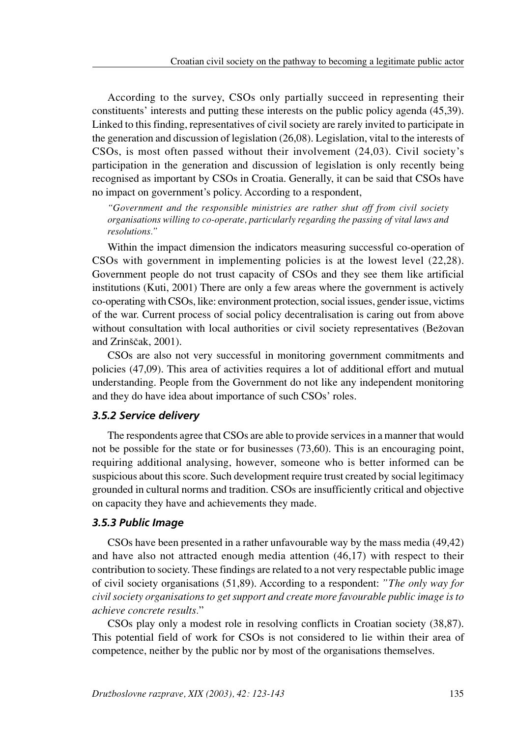According to the survey, CSOs only partially succeed in representing their constituents' interests and putting these interests on the public policy agenda (45,39). Linked to this finding, representatives of civil society are rarely invited to participate in the generation and discussion of legislation (26,08). Legislation, vital to the interests of CSOs, is most often passed without their involvement (24,03). Civil society's participation in the generation and discussion of legislation is only recently being recognised as important by CSOs in Croatia. Generally, it can be said that CSOs have no impact on government's policy. According to a respondent,

*"Government and the responsible ministries are rather shut off from civil society organisations willing to co-operate, particularly regarding the passing of vital laws and resolutions."*

Within the impact dimension the indicators measuring successful co-operation of CSOs with government in implementing policies is at the lowest level (22,28). Government people do not trust capacity of CSOs and they see them like artificial institutions (Kuti, 2001) There are only a few areas where the government is actively co-operating with CSOs, like: environment protection, social issues, gender issue, victims of the war. Current process of social policy decentralisation is caring out from above without consultation with local authorities or civil society representatives (Bežovan and Zrinščak, 2001).

CSOs are also not very successful in monitoring government commitments and policies (47,09). This area of activities requires a lot of additional effort and mutual understanding. People from the Government do not like any independent monitoring and they do have idea about importance of such CSOs' roles.

### *3.5.2 Service delivery*

The respondents agree that CSOs are able to provide services in a manner that would not be possible for the state or for businesses (73,60). This is an encouraging point, requiring additional analysing, however, someone who is better informed can be suspicious about this score. Such development require trust created by social legitimacy grounded in cultural norms and tradition. CSOs are insufficiently critical and objective on capacity they have and achievements they made.

### *3.5.3 Public Image*

CSOs have been presented in a rather unfavourable way by the mass media (49,42) and have also not attracted enough media attention (46,17) with respect to their contribution to society. These findings are related to a not very respectable public image of civil society organisations (51,89). According to a respondent: *"The only way for civil society organisations to get support and create more favourable public image is to achieve concrete results."*

CSOs play only a modest role in resolving conflicts in Croatian society (38,87). This potential field of work for CSOs is not considered to lie within their area of competence, neither by the public nor by most of the organisations themselves.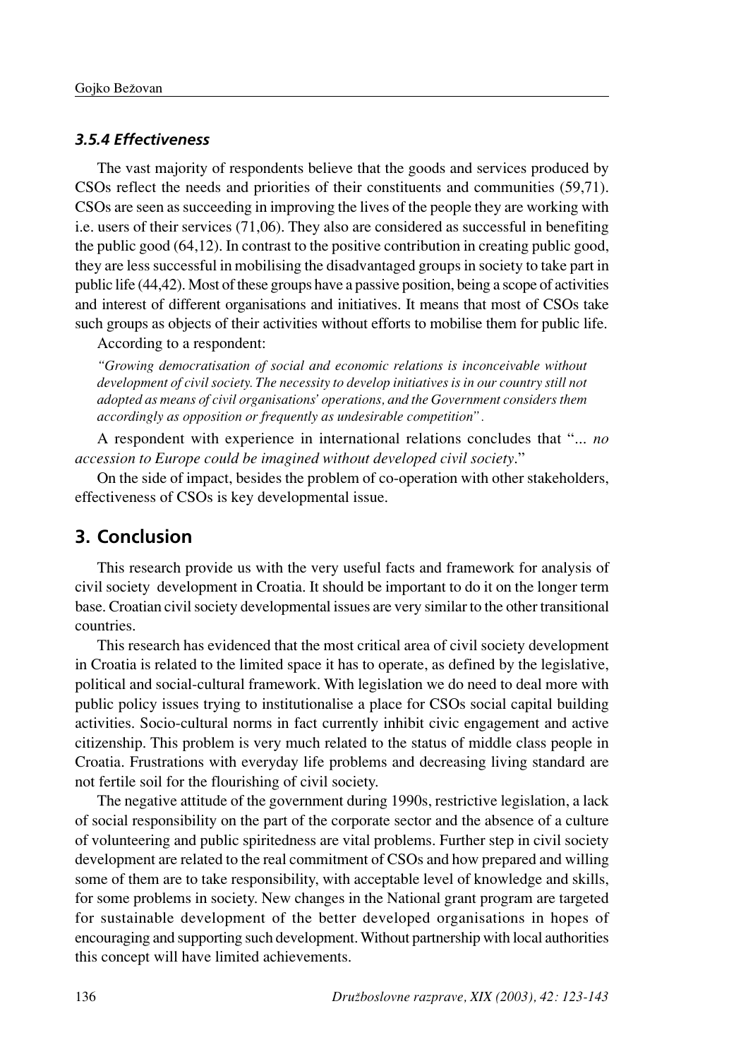### *3.5.4 Effectiveness*

The vast majority of respondents believe that the goods and services produced by CSOs reflect the needs and priorities of their constituents and communities (59,71). CSOs are seen as succeeding in improving the lives of the people they are working with i.e. users of their services (71,06). They also are considered as successful in benefiting the public good (64,12). In contrast to the positive contribution in creating public good, they are less successful in mobilising the disadvantaged groups in society to take part in public life (44,42). Most of these groups have a passive position, being a scope of activities and interest of different organisations and initiatives. It means that most of CSOs take such groups as objects of their activities without efforts to mobilise them for public life.

According to a respondent:

*"Growing democratisation of social and economic relations is inconceivable without development of civil society. The necessity to develop initiatives is in our country still not adopted as means of civil organisations' operations, and the Government considers them accordingly as opposition or frequently as undesirable competition".*

A respondent with experience in international relations concludes that "*... no accession to Europe could be imagined without developed civil society*."

On the side of impact, besides the problem of co-operation with other stakeholders, effectiveness of CSOs is key developmental issue.

## 3. Conclusion

This research provide us with the very useful facts and framework for analysis of civil society development in Croatia. It should be important to do it on the longer term base. Croatian civil society developmental issues are very similar to the other transitional countries.

This research has evidenced that the most critical area of civil society development in Croatia is related to the limited space it has to operate, as defined by the legislative, political and social-cultural framework. With legislation we do need to deal more with public policy issues trying to institutionalise a place for CSOs social capital building activities. Socio-cultural norms in fact currently inhibit civic engagement and active citizenship. This problem is very much related to the status of middle class people in Croatia. Frustrations with everyday life problems and decreasing living standard are not fertile soil for the flourishing of civil society.

The negative attitude of the government during 1990s, restrictive legislation, a lack of social responsibility on the part of the corporate sector and the absence of a culture of volunteering and public spiritedness are vital problems. Further step in civil society development are related to the real commitment of CSOs and how prepared and willing some of them are to take responsibility, with acceptable level of knowledge and skills, for some problems in society. New changes in the National grant program are targeted for sustainable development of the better developed organisations in hopes of encouraging and supporting such development. Without partnership with local authorities this concept will have limited achievements.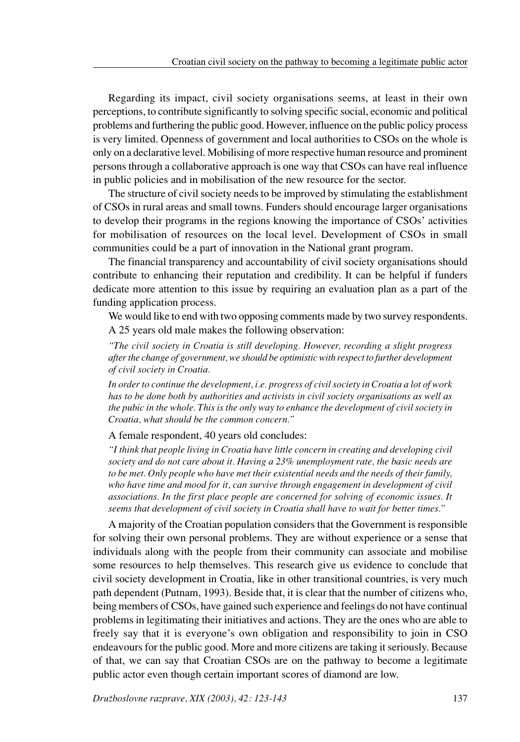Regarding its impact, civil society organisations seems, at least in their own perceptions, to contribute significantly to solving specific social, economic and political problems and furthering the public good. However, influence on the public policy process is very limited. Openness of government and local authorities to CSOs on the whole is only on a declarative level. Mobilising of more respective human resource and prominent persons through a collaborative approach is one way that CSOs can have real influence in public policies and in mobilisation of the new resource for the sector.

The structure of civil society needs to be improved by stimulating the establishment of CSOs in rural areas and small towns. Funders should encourage larger organisations to develop their programs in the regions knowing the importance of CSOs' activities for mobilisation of resources on the local level. Development of CSOs in small communities could be a part of innovation in the National grant program.

The financial transparency and accountability of civil society organisations should contribute to enhancing their reputation and credibility. It can be helpful if funders dedicate more attention to this issue by requiring an evaluation plan as a part of the funding application process.

We would like to end with two opposing comments made by two survey respondents. A 25 years old male makes the following observation:

> *"The civil society in Croatia is still developing. However, recording a slight progress after the change of government, we should be optimistic with respect to further development of civil society in Croatia.*
>
> *In order to continue the development, i.e. progress of civil society in Croatia a lot of work has to be done both by authorities and activists in civil society organisations as well as the pubic in the whole. This is the only way to enhance the development of civil society in Croatia, what should be the common concern."*

A female respondent, 40 years old concludes:

> *"I think that people living in Croatia have little concern in creating and developing civil society and do not care about it. Having a 23% unemployment rate, the basic needs are to be met. Only people who have met their existential needs and the needs of their family, who have time and mood for it, can survive through engagement in development of civil associations. In the first place people are concerned for solving of economic issues. It seems that development of civil society in Croatia shall have to wait for better times."*

A majority of the Croatian population considers that the Government is responsible for solving their own personal problems. They are without experience or a sense that individuals along with the people from their community can associate and mobilise some resources to help themselves. This research give us evidence to conclude that civil society development in Croatia, like in other transitional countries, is very much path dependent (Putnam, 1993). Beside that, it is clear that the number of citizens who, being members of CSOs, have gained such experience and feelings do not have continual problems in legitimating their initiatives and actions. They are the ones who are able to freely say that it is everyone's own obligation and responsibility to join in CSO endeavours for the public good. More and more citizens are taking it seriously. Because of that, we can say that Croatian CSOs are on the pathway to become a legitimate public actor even though certain important scores of diamond are low.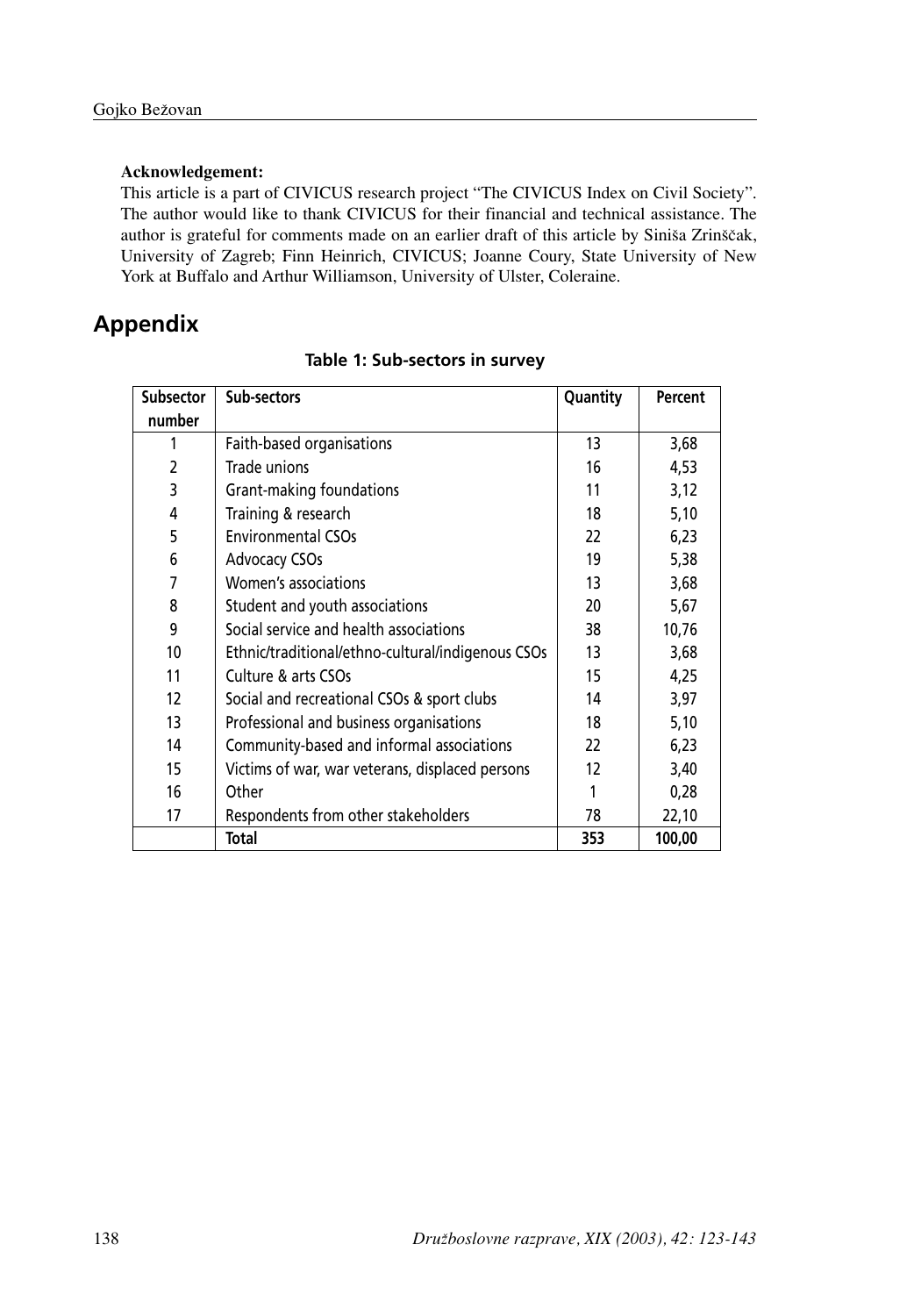**Acknowledgement:**

This article is a part of CIVICUS research project "The CIVICUS Index on Civil Society". The author would like to thank CIVICUS for their financial and technical assistance. The author is grateful for comments made on an earlier draft of this article by Siniša Zrinščak, University of Zagreb; Finn Heinrich, CIVICUS; Joanne Coury, State University of New York at Buffalo and Arthur Williamson, University of Ulster, Coleraine.

# Appendix

**Table 1: Sub-sectors in survey**

| Subsector number | Sub-sectors | Quantity | Percent |
|---|---|---|---|
| 1 | Faith-based organisations | 13 | 3,68 |
| 2 | Trade unions | 16 | 4,53 |
| 3 | Grant-making foundations | 11 | 3,12 |
| 4 | Training & research | 18 | 5,10 |
| 5 | Environmental CSOs | 22 | 6,23 |
| 6 | Advocacy CSOs | 19 | 5,38 |
| 7 | Women's associations | 13 | 3,68 |
| 8 | Student and youth associations | 20 | 5,67 |
| 9 | Social service and health associations | 38 | 10,76 |
| 10 | Ethnic/traditional/ethno-cultural/indigenous CSOs | 13 | 3,68 |
| 11 | Culture & arts CSOs | 15 | 4,25 |
| 12 | Social and recreational CSOs & sport clubs | 14 | 3,97 |
| 13 | Professional and business organisations | 18 | 5,10 |
| 14 | Community-based and informal associations | 22 | 6,23 |
| 15 | Victims of war, war veterans, displaced persons | 12 | 3,40 |
| 16 | Other | 1 | 0,28 |
| 17 | Respondents from other stakeholders | 78 | 22,10 |
| | **Total** | **353** | **100,00** |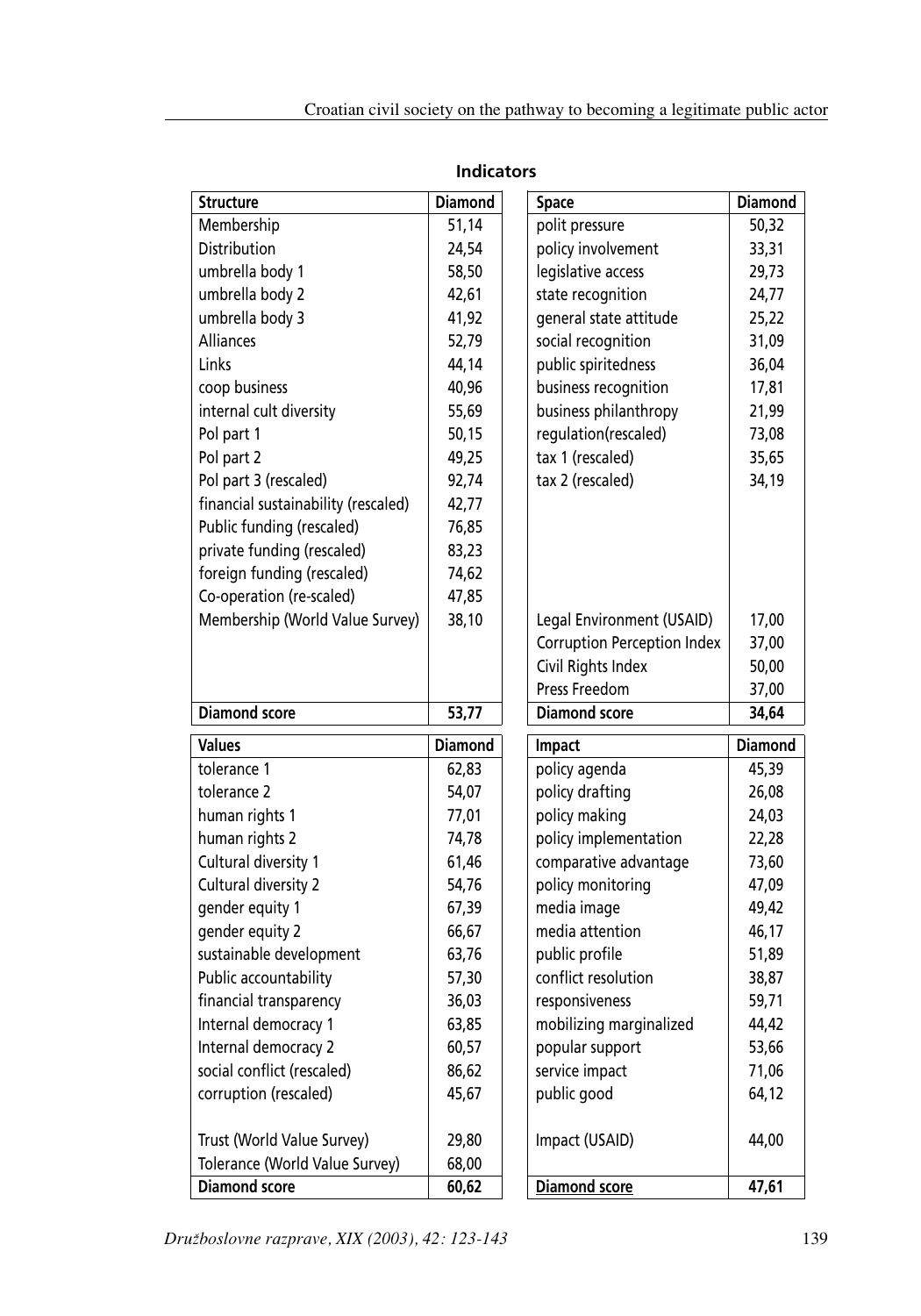**Indicators**

| Structure | Diamond |
|---|---|
| Membership | 51,14 |
| Distribution | 24,54 |
| umbrella body 1 | 58,50 |
| umbrella body 2 | 42,61 |
| umbrella body 3 | 41,92 |
| Alliances | 52,79 |
| Links | 44,14 |
| coop business | 40,96 |
| internal cult diversity | 55,69 |
| Pol part 1 | 50,15 |
| Pol part 2 | 49,25 |
| Pol part 3 (rescaled) | 92,74 |
| financial sustainability (rescaled) | 42,77 |
| Public funding (rescaled) | 76,85 |
| private funding (rescaled) | 83,23 |
| foreign funding (rescaled) | 74,62 |
| Co-operation (re-scaled) | 47,85 |
| Membership (World Value Survey) | 38,10 |
| **Diamond score** | **53,77** |

| Space | Diamond |
|---|---|
| polit pressure | 50,32 |
| policy involvement | 33,31 |
| legislative access | 29,73 |
| state recognition | 24,77 |
| general state attitude | 25,22 |
| social recognition | 31,09 |
| public spiritedness | 36,04 |
| business recognition | 17,81 |
| business philanthropy | 21,99 |
| regulation(rescaled) | 73,08 |
| tax 1 (rescaled) | 35,65 |
| tax 2 (rescaled) | 34,19 |
| Legal Environment (USAID) | 17,00 |
| Corruption Perception Index | 37,00 |
| Civil Rights Index | 50,00 |
| Press Freedom | 37,00 |
| **Diamond score** | **34,64** |

| Values | Diamond |
|---|---|
| tolerance 1 | 62,83 |
| tolerance 2 | 54,07 |
| human rights 1 | 77,01 |
| human rights 2 | 74,78 |
| Cultural diversity 1 | 61,46 |
| Cultural diversity 2 | 54,76 |
| gender equity 1 | 67,39 |
| gender equity 2 | 66,67 |
| sustainable development | 63,76 |
| Public accountability | 57,30 |
| financial transparency | 36,03 |
| Internal democracy 1 | 63,85 |
| Internal democracy 2 | 60,57 |
| social conflict (rescaled) | 86,62 |
| corruption (rescaled) | 45,67 |
| Trust (World Value Survey) | 29,80 |
| Tolerance (World Value Survey) | 68,00 |
| **Diamond score** | **60,62** |

| Impact | Diamond |
|---|---|
| policy agenda | 45,39 |
| policy drafting | 26,08 |
| policy making | 24,03 |
| policy implementation | 22,28 |
| comparative advantage | 73,60 |
| policy monitoring | 47,09 |
| media image | 49,42 |
| media attention | 46,17 |
| public profile | 51,89 |
| conflict resolution | 38,87 |
| responsiveness | 59,71 |
| mobilizing marginalized | 44,42 |
| popular support | 53,66 |
| service impact | 71,06 |
| public good | 64,12 |
| Impact (USAID) | 44,00 |
| **Diamond score** | **47,61** |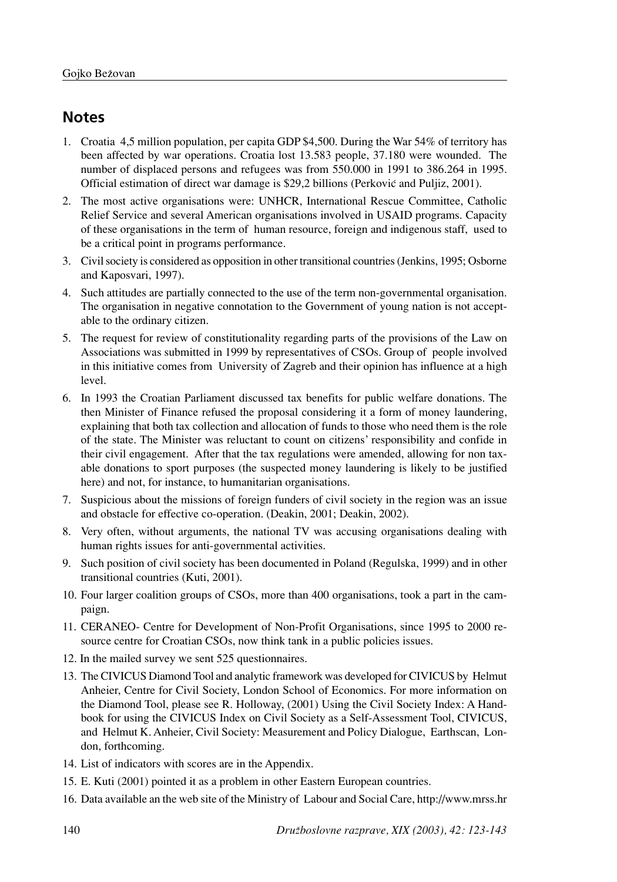## Notes

1. Croatia 4,5 million population, per capita GDP $4,500. During the War 54% of territory has been affected by war operations. Croatia lost 13.583 people, 37.180 were wounded. The number of displaced persons and refugees was from 550.000 in 1991 to 386.264 in 1995. Official estimation of direct war damage is $29,2 billions (Perković and Puljiz, 2001).
2. The most active organisations were: UNHCR, International Rescue Committee, Catholic Relief Service and several American organisations involved in USAID programs. Capacity of these organisations in the term of human resource, foreign and indigenous staff, used to be a critical point in programs performance.
3. Civil society is considered as opposition in other transitional countries (Jenkins, 1995; Osborne and Kaposvari, 1997).
4. Such attitudes are partially connected to the use of the term non-governmental organisation. The organisation in negative connotation to the Government of young nation is not acceptable to the ordinary citizen.
5. The request for review of constitutionality regarding parts of the provisions of the Law on Associations was submitted in 1999 by representatives of CSOs. Group of people involved in this initiative comes from University of Zagreb and their opinion has influence at a high level.
6. In 1993 the Croatian Parliament discussed tax benefits for public welfare donations. The then Minister of Finance refused the proposal considering it a form of money laundering, explaining that both tax collection and allocation of funds to those who need them is the role of the state. The Minister was reluctant to count on citizens' responsibility and confide in their civil engagement. After that the tax regulations were amended, allowing for non taxable donations to sport purposes (the suspected money laundering is likely to be justified here) and not, for instance, to humanitarian organisations.
7. Suspicious about the missions of foreign funders of civil society in the region was an issue and obstacle for effective co-operation. (Deakin, 2001; Deakin, 2002).
8. Very often, without arguments, the national TV was accusing organisations dealing with human rights issues for anti-governmental activities.
9. Such position of civil society has been documented in Poland (Regulska, 1999) and in other transitional countries (Kuti, 2001).
10. Four larger coalition groups of CSOs, more than 400 organisations, took a part in the campaign.
11. CERANEO- Centre for Development of Non-Profit Organisations, since 1995 to 2000 resource centre for Croatian CSOs, now think tank in a public policies issues.
12. In the mailed survey we sent 525 questionnaires.
13. The CIVICUS Diamond Tool and analytic framework was developed for CIVICUS by Helmut Anheier, Centre for Civil Society, London School of Economics. For more information on the Diamond Tool, please see R. Holloway, (2001) Using the Civil Society Index: A Handbook for using the CIVICUS Index on Civil Society as a Self-Assessment Tool, CIVICUS, and Helmut K. Anheier, Civil Society: Measurement and Policy Dialogue, Earthscan, London, forthcoming.
14. List of indicators with scores are in the Appendix.
15. E. Kuti (2001) pointed it as a problem in other Eastern European countries.
16. Data available an the web site of the Ministry of Labour and Social Care, http://www.mrss.hr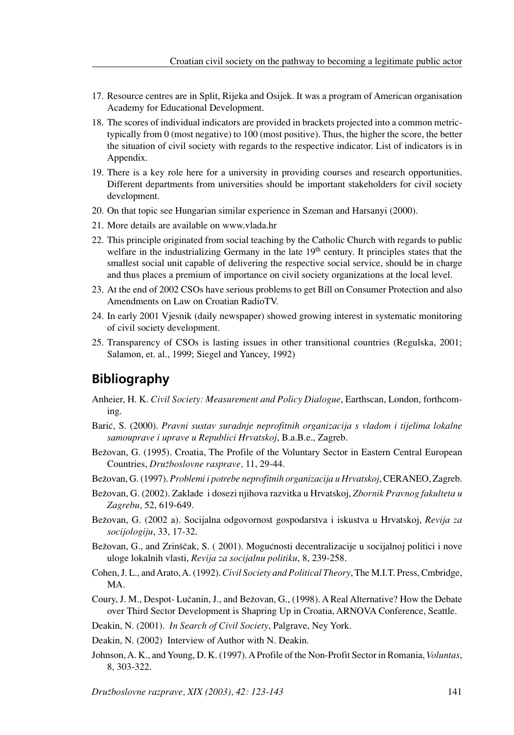17. Resource centres are in Split, Rijeka and Osijek. It was a program of American organisation Academy for Educational Development.
18. The scores of individual indicators are provided in brackets projected into a common metric-typically from 0 (most negative) to 100 (most positive). Thus, the higher the score, the better the situation of civil society with regards to the respective indicator. List of indicators is in Appendix.
19. There is a key role here for a university in providing courses and research opportunities. Different departments from universities should be important stakeholders for civil society development.
20. On that topic see Hungarian similar experience in Szeman and Harsanyi (2000).
21. More details are available on www.vlada.hr
22. This principle originated from social teaching by the Catholic Church with regards to public welfare in the industrializing Germany in the late 19th century. It principles states that the smallest social unit capable of delivering the respective social service, should be in charge and thus places a premium of importance on civil society organizations at the local level.
23. At the end of 2002 CSOs have serious problems to get Bill on Consumer Protection and also Amendments on Law on Croatian RadioTV.
24. In early 2001 Vjesnik (daily newspaper) showed growing interest in systematic monitoring of civil society development.
25. Transparency of CSOs is lasting issues in other transitional countries (Regulska, 2001; Salamon, et. al., 1999; Siegel and Yancey, 1992)

## Bibliography

Anheier, H. K. *Civil Society: Measurement and Policy Dialogue*, Earthscan, London, forthcoming.

Barić, S. (2000). *Pravni sustav suradnje neprofitnih organizacija s vladom i tijelima lokalne samouprave i uprave u Republici Hrvatskoj*, B.a.B.e., Zagreb.

Bežovan, G. (1995). Croatia, The Profile of the Voluntary Sector in Eastern Central European Countries, *Družboslovne rasprave,* 11, 29-44.

Bežovan, G. (1997). *Problemi i potrebe neprofitnih organizacija u Hrvatskoj*, CERANEO, Zagreb.

Bežovan, G. (2002). Zaklade i dosezi njihova razvitka u Hrvatskoj, *Zbornik Pravnog fakulteta u Zagrebu*, 52, 619-649.

Bežovan, G. (2002 a). Socijalna odgovornost gospodarstva i iskustva u Hrvatskoj, *Revija za socijologiju*, 33, 17-32.

Bežovan, G., and Zrinščak, S. ( 2001). Mogućnosti decentralizacije u socijalnoj politici i nove uloge lokalnih vlasti, *Revija za socijalnu politiku*, 8, 239-258.

Cohen, J. L., and Arato, A. (1992). *Civil Society and Political Theory*, The M.I.T. Press, Cmbridge, MA.

Coury, J. M., Despot- Lučanin, J., and Bežovan, G., (1998). A Real Alternative? How the Debate over Third Sector Development is Shapring Up in Croatia, ARNOVA Conference, Seattle.

Deakin, N. (2001). *In Search of Civil Society*, Palgrave, Ney York.

Deakin, N. (2002) Interview of Author with N. Deakin.

Johnson, A. K., and Young, D. K. (1997). A Profile of the Non-Profit Sector in Romania, *Voluntas*, 8, 303-322.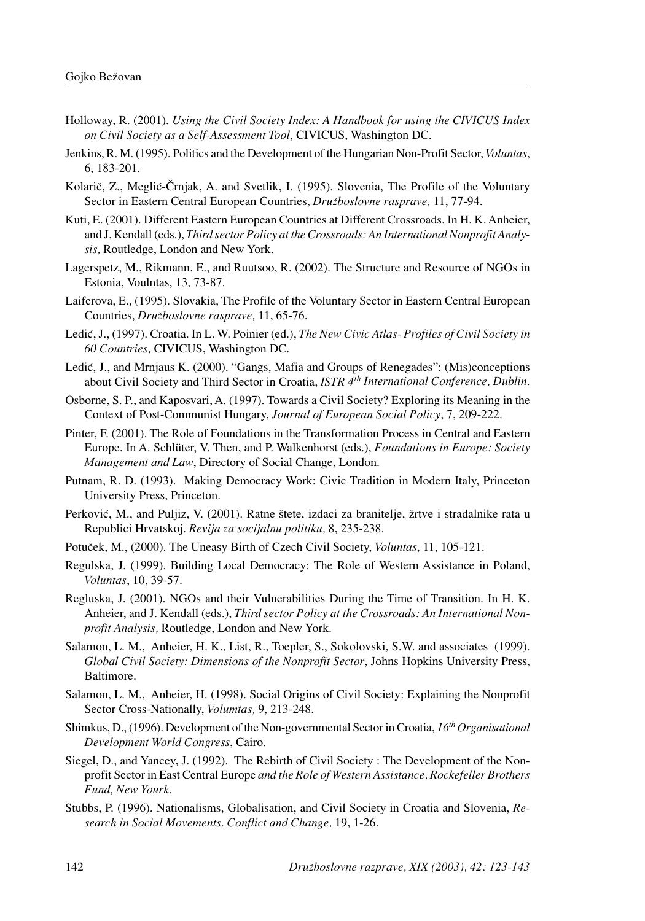Holloway, R. (2001). *Using the Civil Society Index: A Handbook for using the CIVICUS Index on Civil Society as a Self-Assessment Tool*, CIVICUS, Washington DC.

Jenkins, R. M. (1995). Politics and the Development of the Hungarian Non-Profit Sector, *Voluntas*, 6, 183-201.

Kolarič, Z., Meglić-Črnjak, A. and Svetlik, I. (1995). Slovenia, The Profile of the Voluntary Sector in Eastern Central European Countries, *Družboslovne rasprave,* 11, 77-94.

Kuti, E. (2001). Different Eastern European Countries at Different Crossroads. In H. K. Anheier, and J. Kendall (eds.), *Third sector Policy at the Crossroads: An International Nonprofit Analysis,* Routledge, London and New York.

Lagerspetz, M., Rikmann. E., and Ruutsoo, R. (2002). The Structure and Resource of NGOs in Estonia, Voulntas, 13, 73-87.

Laiferova, E., (1995). Slovakia, The Profile of the Voluntary Sector in Eastern Central European Countries, *Družboslovne rasprave,* 11, 65-76.

Ledić, J., (1997). Croatia. In L. W. Poinier (ed.), *The New Civic Atlas- Profiles of Civil Society in 60 Countries,* CIVICUS, Washington DC.

Ledić, J., and Mrnjaus K. (2000). "Gangs, Mafia and Groups of Renegades": (Mis)conceptions about Civil Society and Third Sector in Croatia, *ISTR 4th International Conference, Dublin.*

Osborne, S. P., and Kaposvari, A. (1997). Towards a Civil Society? Exploring its Meaning in the Context of Post-Communist Hungary, *Journal of European Social Policy*, 7, 209-222.

Pinter, F. (2001). The Role of Foundations in the Transformation Process in Central and Eastern Europe. In A. Schlüter, V. Then, and P. Walkenhorst (eds.), *Foundations in Europe: Society Management and Law*, Directory of Social Change, London.

Putnam, R. D. (1993). Making Democracy Work: Civic Tradition in Modern Italy, Princeton University Press, Princeton.

Perković, M., and Puljiz, V. (2001). Ratne štete, izdaci za branitelje, žrtve i stradalnike rata u Republici Hrvatskoj. *Revija za socijalnu politiku,* 8, 235-238.

Potuček, M., (2000). The Uneasy Birth of Czech Civil Society, *Voluntas*, 11, 105-121.

Regulska, J. (1999). Building Local Democracy: The Role of Western Assistance in Poland, *Voluntas*, 10, 39-57.

Regluska, J. (2001). NGOs and their Vulnerabilities During the Time of Transition. In H. K. Anheier, and J. Kendall (eds.), *Third sector Policy at the Crossroads: An International Nonprofit Analysis,* Routledge, London and New York.

Salamon, L. M., Anheier, H. K., List, R., Toepler, S., Sokolovski, S.W. and associates (1999). *Global Civil Society: Dimensions of the Nonprofit Sector*, Johns Hopkins University Press, Baltimore.

Salamon, L. M., Anheier, H. (1998). Social Origins of Civil Society: Explaining the Nonprofit Sector Cross-Nationally, *Volumtas,* 9, 213-248.

Shimkus, D., (1996). Development of the Non-governmental Sector in Croatia, *16th Organisational Development World Congress*, Cairo.

Siegel, D., and Yancey, J. (1992). The Rebirth of Civil Society : The Development of the Nonprofit Sector in East Central Europe *and the Role of Western Assistance, Rockefeller Brothers Fund, New Yourk.*

Stubbs, P. (1996). Nationalisms, Globalisation, and Civil Society in Croatia and Slovenia, *Research in Social Movements. Conflict and Change,* 19, 1-26.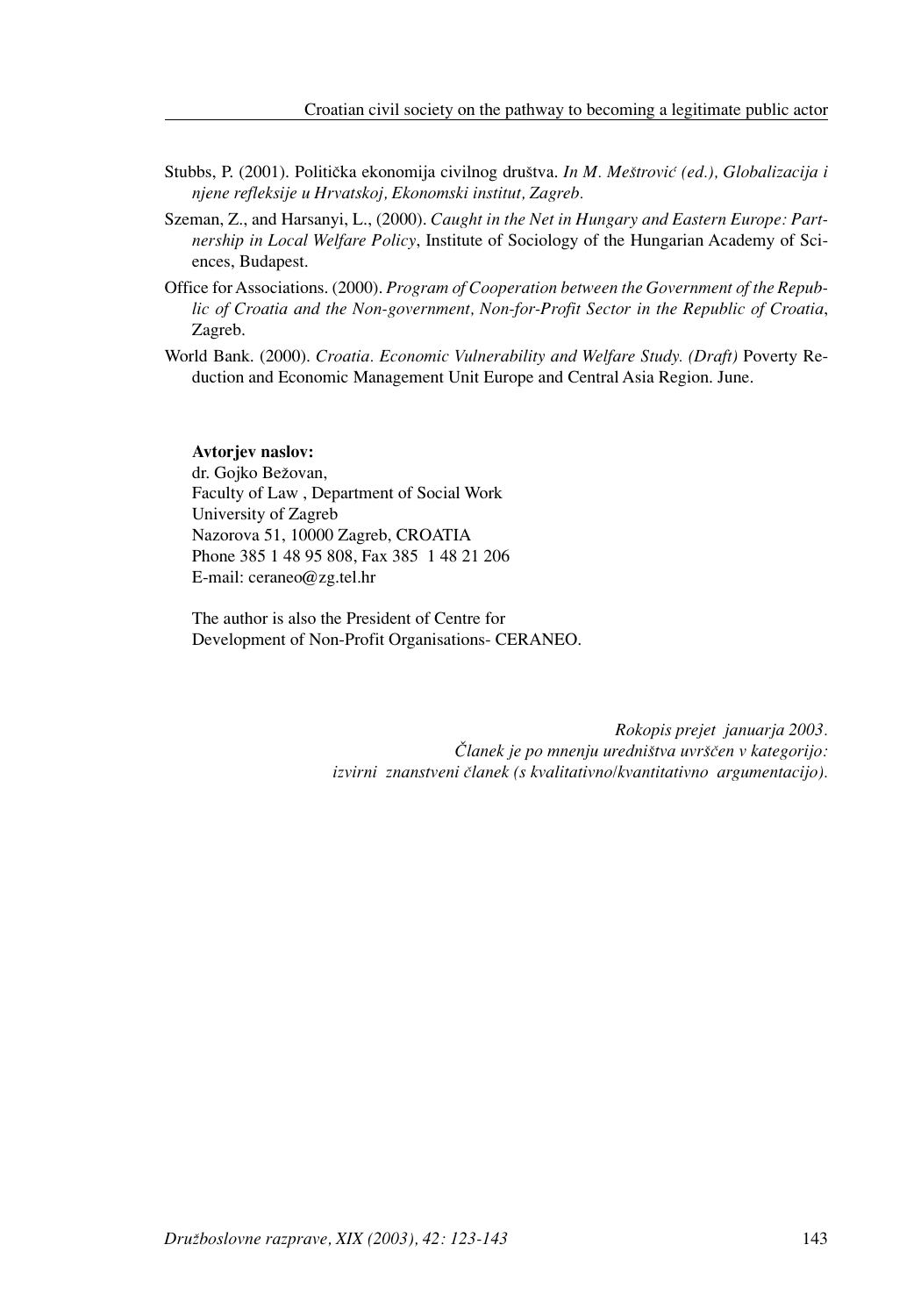Stubbs, P. (2001). Politička ekonomija civilnog društva. *In M. Meštrović (ed.), Globalizacija i njene refleksije u Hrvatskoj, Ekonomski institut, Zagreb.*

Szeman, Z., and Harsanyi, L., (2000). *Caught in the Net in Hungary and Eastern Europe: Partnership in Local Welfare Policy*, Institute of Sociology of the Hungarian Academy of Sciences, Budapest.

Office for Associations. (2000). *Program of Cooperation between the Government of the Republic of Croatia and the Non-government, Non-for-Profit Sector in the Republic of Croatia*, Zagreb.

World Bank. (2000). *Croatia. Economic Vulnerability and Welfare Study. (Draft)* Poverty Reduction and Economic Management Unit Europe and Central Asia Region. June.

**Avtorjev naslov:**
dr. Gojko Bežovan,
Faculty of Law , Department of Social Work
University of Zagreb
Nazorova 51, 10000 Zagreb, CROATIA
Phone 385 1 48 95 808, Fax 385 1 48 21 206
E-mail: ceraneo@zg.tel.hr

The author is also the President of Centre for Development of Non-Profit Organisations- CERANEO.

*Rokopis prejet januarja 2003.*
*Članek je po mnenju uredništva uvrščen v kategorijo:*
*izvirni znanstveni članek (s kvalitativno/kvantitativno argumentacijo).*